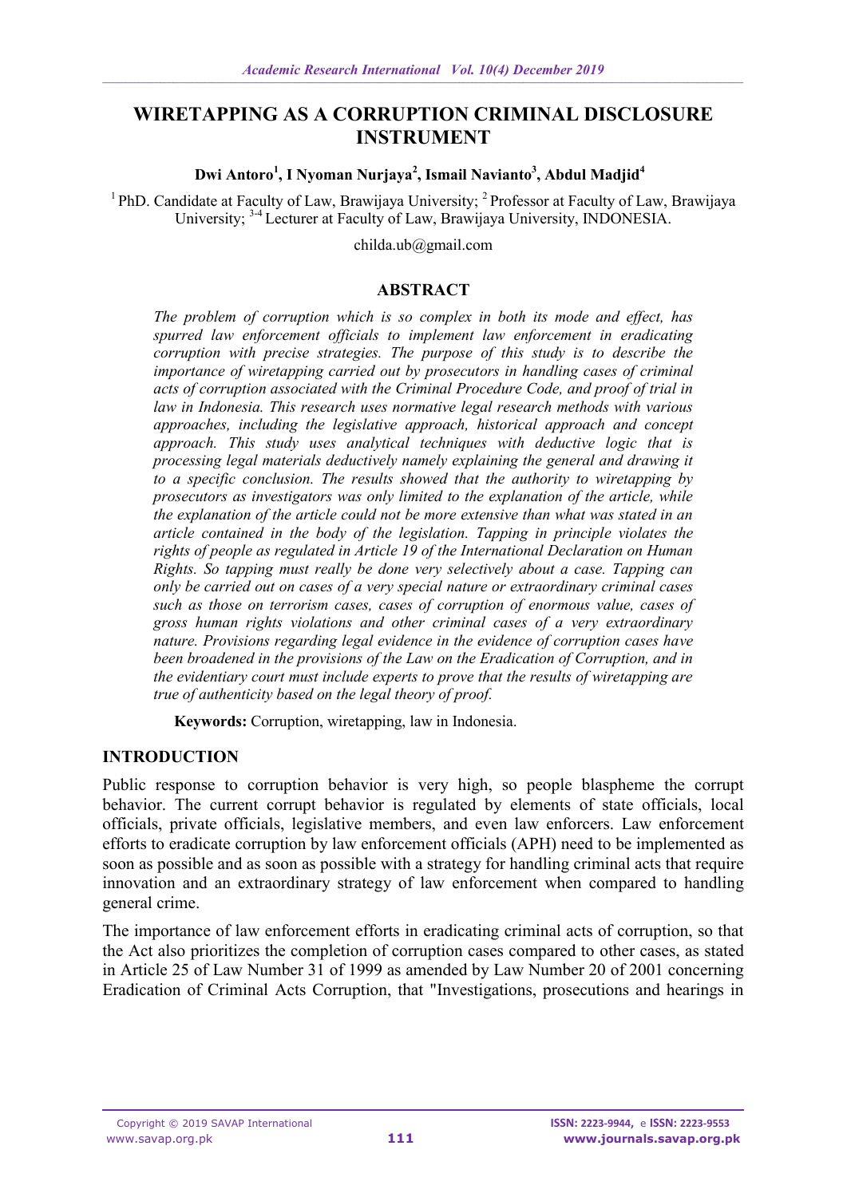# WIRETAPPING AS A CORRUPTION CRIMINAL DISCLOSURE INSTRUMENT

**Dwi Antoro[1], I Nyoman Nurjaya[2], Ismail Navianto[3], Abdul Madjid[4]**

[1] PhD. Candidate at Faculty of Law, Brawijaya University; [2] Professor at Faculty of Law, Brawijaya University; [3-4] Lecturer at Faculty of Law, Brawijaya University, INDONESIA.

childa.ub@gmail.com

## ABSTRACT

*The problem of corruption which is so complex in both its mode and effect, has spurred law enforcement officials to implement law enforcement in eradicating corruption with precise strategies. The purpose of this study is to describe the importance of wiretapping carried out by prosecutors in handling cases of criminal acts of corruption associated with the Criminal Procedure Code, and proof of trial in law in Indonesia. This research uses normative legal research methods with various approaches, including the legislative approach, historical approach and concept approach. This study uses analytical techniques with deductive logic that is processing legal materials deductively namely explaining the general and drawing it to a specific conclusion. The results showed that the authority to wiretapping by prosecutors as investigators was only limited to the explanation of the article, while the explanation of the article could not be more extensive than what was stated in an article contained in the body of the legislation. Tapping in principle violates the rights of people as regulated in Article 19 of the International Declaration on Human Rights. So tapping must really be done very selectively about a case. Tapping can only be carried out on cases of a very special nature or extraordinary criminal cases such as those on terrorism cases, cases of corruption of enormous value, cases of gross human rights violations and other criminal cases of a very extraordinary nature. Provisions regarding legal evidence in the evidence of corruption cases have been broadened in the provisions of the Law on the Eradication of Corruption, and in the evidentiary court must include experts to prove that the results of wiretapping are true of authenticity based on the legal theory of proof.*

**Keywords:** Corruption, wiretapping, law in Indonesia.

## INTRODUCTION

Public response to corruption behavior is very high, so people blaspheme the corrupt behavior. The current corrupt behavior is regulated by elements of state officials, local officials, private officials, legislative members, and even law enforcers. Law enforcement efforts to eradicate corruption by law enforcement officials (APH) need to be implemented as soon as possible and as soon as possible with a strategy for handling criminal acts that require innovation and an extraordinary strategy of law enforcement when compared to handling general crime.

The importance of law enforcement efforts in eradicating criminal acts of corruption, so that the Act also prioritizes the completion of corruption cases compared to other cases, as stated in Article 25 of Law Number 31 of 1999 as amended by Law Number 20 of 2001 concerning Eradication of Criminal Acts Corruption, that "Investigations, prosecutions and hearings in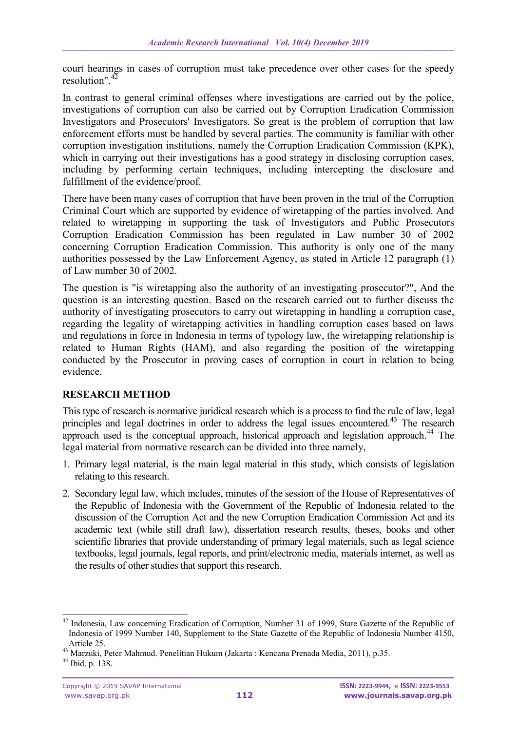court hearings in cases of corruption must take precedence over other cases for the speedy resolution".[42]

In contrast to general criminal offenses where investigations are carried out by the police, investigations of corruption can also be carried out by Corruption Eradication Commission Investigators and Prosecutors' Investigators. So great is the problem of corruption that law enforcement efforts must be handled by several parties. The community is familiar with other corruption investigation institutions, namely the Corruption Eradication Commission (KPK), which in carrying out their investigations has a good strategy in disclosing corruption cases, including by performing certain techniques, including intercepting the disclosure and fulfillment of the evidence/proof.

There have been many cases of corruption that have been proven in the trial of the Corruption Criminal Court which are supported by evidence of wiretapping of the parties involved. And related to wiretapping in supporting the task of Investigators and Public Prosecutors Corruption Eradication Commission has been regulated in Law number 30 of 2002 concerning Corruption Eradication Commission. This authority is only one of the many authorities possessed by the Law Enforcement Agency, as stated in Article 12 paragraph (1) of Law number 30 of 2002.

The question is "is wiretapping also the authority of an investigating prosecutor?", And the question is an interesting question. Based on the research carried out to further discuss the authority of investigating prosecutors to carry out wiretapping in handling a corruption case, regarding the legality of wiretapping activities in handling corruption cases based on laws and regulations in force in Indonesia in terms of typology law, the wiretapping relationship is related to Human Rights (HAM), and also regarding the position of the wiretapping conducted by the Prosecutor in proving cases of corruption in court in relation to being evidence.

## RESEARCH METHOD

This type of research is normative juridical research which is a process to find the rule of law, legal principles and legal doctrines in order to address the legal issues encountered.[43] The research approach used is the conceptual approach, historical approach and legislation approach.[44] The legal material from normative research can be divided into three namely,

1. Primary legal material, is the main legal material in this study, which consists of legislation relating to this research.
2. Secondary legal law, which includes, minutes of the session of the House of Representatives of the Republic of Indonesia with the Government of the Republic of Indonesia related to the discussion of the Corruption Act and the new Corruption Eradication Commission Act and its academic text (while still draft law), dissertation research results, theses, books and other scientific libraries that provide understanding of primary legal materials, such as legal science textbooks, legal journals, legal reports, and print/electronic media, materials internet, as well as the results of other studies that support this research.

---

[42] Indonesia, Law concerning Eradication of Corruption, Number 31 of 1999, State Gazette of the Republic of Indonesia of 1999 Number 140, Supplement to the State Gazette of the Republic of Indonesia Number 4150, Article 25.

[43] Marzuki, Peter Mahmud. Penelitian Hukum (Jakarta : Kencana Prenada Media, 2011), p.35.

[44] Ibid, p. 138.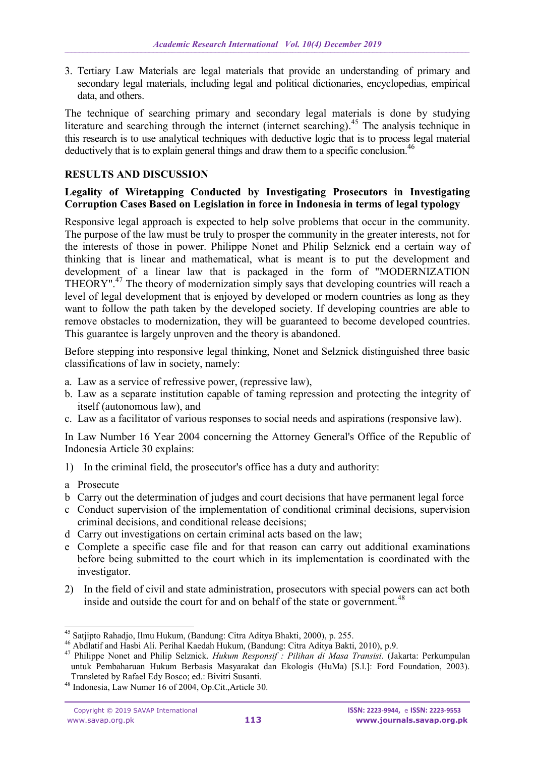3. Tertiary Law Materials are legal materials that provide an understanding of primary and secondary legal materials, including legal and political dictionaries, encyclopedias, empirical data, and others.

The technique of searching primary and secondary legal materials is done by studying literature and searching through the internet (internet searching).[45] The analysis technique in this research is to use analytical techniques with deductive logic that is to process legal material deductively that is to explain general things and draw them to a specific conclusion.[46]

## RESULTS AND DISCUSSION

### Legality of Wiretapping Conducted by Investigating Prosecutors in Investigating Corruption Cases Based on Legislation in force in Indonesia in terms of legal typology

Responsive legal approach is expected to help solve problems that occur in the community. The purpose of the law must be truly to prosper the community in the greater interests, not for the interests of those in power. Philippe Nonet and Philip Selznick end a certain way of thinking that is linear and mathematical, what is meant is to put the development and development of a linear law that is packaged in the form of "MODERNIZATION THEORY".[47] The theory of modernization simply says that developing countries will reach a level of legal development that is enjoyed by developed or modern countries as long as they want to follow the path taken by the developed society. If developing countries are able to remove obstacles to modernization, they will be guaranteed to become developed countries. This guarantee is largely unproven and the theory is abandoned.

Before stepping into responsive legal thinking, Nonet and Selznick distinguished three basic classifications of law in society, namely:

a. Law as a service of refressive power, (repressive law),
b. Law as a separate institution capable of taming repression and protecting the integrity of itself (autonomous law), and
c. Law as a facilitator of various responses to social needs and aspirations (responsive law).

In Law Number 16 Year 2004 concerning the Attorney General's Office of the Republic of Indonesia Article 30 explains:

1) In the criminal field, the prosecutor's office has a duty and authority:

a Prosecute
b Carry out the determination of judges and court decisions that have permanent legal force
c Conduct supervision of the implementation of conditional criminal decisions, supervision criminal decisions, and conditional release decisions;
d Carry out investigations on certain criminal acts based on the law;
e Complete a specific case file and for that reason can carry out additional examinations before being submitted to the court which in its implementation is coordinated with the investigator.

2) In the field of civil and state administration, prosecutors with special powers can act both inside and outside the court for and on behalf of the state or government.[48]

---

[45] Satjipto Rahadjo, Ilmu Hukum, (Bandung: Citra Aditya Bhakti, 2000), p. 255.

[46] Abdlatif and Hasbi Ali. Perihal Kaedah Hukum, (Bandung: Citra Aditya Bakti, 2010), p.9.

[47] Philippe Nonet and Philip Selznick. *Hukum Responsif : Pilihan di Masa Transisi*. (Jakarta: Perkumpulan untuk Pembaharuan Hukum Berbasis Masyarakat dan Ekologis (HuMa) [S.l.]: Ford Foundation, 2003). Transleted by Rafael Edy Bosco; ed.: Bivitri Susanti.

[48] Indonesia, Law Numer 16 of 2004, Op.Cit.,Article 30.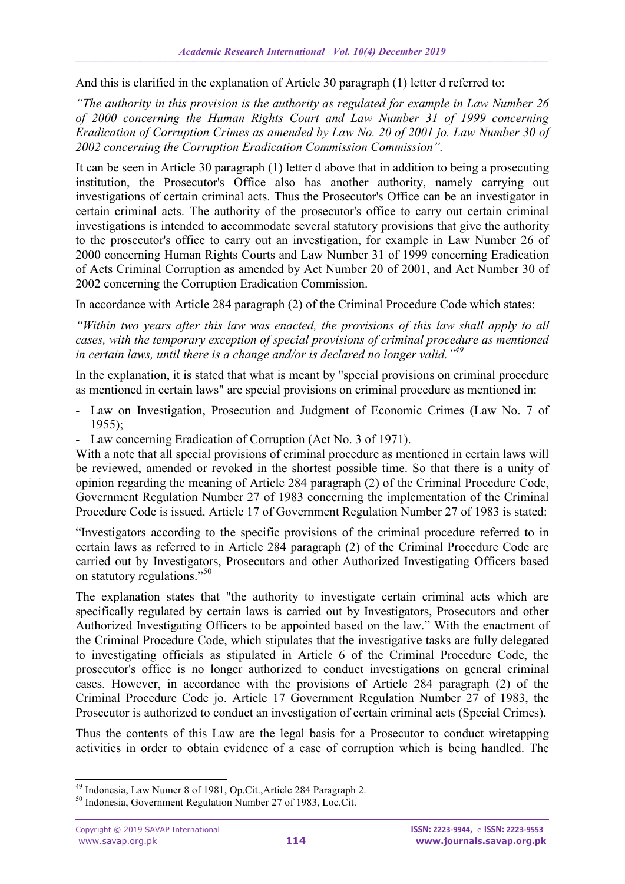And this is clarified in the explanation of Article 30 paragraph (1) letter d referred to:

*"The authority in this provision is the authority as regulated for example in Law Number 26 of 2000 concerning the Human Rights Court and Law Number 31 of 1999 concerning Eradication of Corruption Crimes as amended by Law No. 20 of 2001 jo. Law Number 30 of 2002 concerning the Corruption Eradication Commission Commission".*

It can be seen in Article 30 paragraph (1) letter d above that in addition to being a prosecuting institution, the Prosecutor's Office also has another authority, namely carrying out investigations of certain criminal acts. Thus the Prosecutor's Office can be an investigator in certain criminal acts. The authority of the prosecutor's office to carry out certain criminal investigations is intended to accommodate several statutory provisions that give the authority to the prosecutor's office to carry out an investigation, for example in Law Number 26 of 2000 concerning Human Rights Courts and Law Number 31 of 1999 concerning Eradication of Acts Criminal Corruption as amended by Act Number 20 of 2001, and Act Number 30 of 2002 concerning the Corruption Eradication Commission.

In accordance with Article 284 paragraph (2) of the Criminal Procedure Code which states:

*"Within two years after this law was enacted, the provisions of this law shall apply to all cases, with the temporary exception of special provisions of criminal procedure as mentioned in certain laws, until there is a change and/or is declared no longer valid."*[49]

In the explanation, it is stated that what is meant by "special provisions on criminal procedure as mentioned in certain laws" are special provisions on criminal procedure as mentioned in:

- Law on Investigation, Prosecution and Judgment of Economic Crimes (Law No. 7 of 1955);
- Law concerning Eradication of Corruption (Act No. 3 of 1971).

With a note that all special provisions of criminal procedure as mentioned in certain laws will be reviewed, amended or revoked in the shortest possible time. So that there is a unity of opinion regarding the meaning of Article 284 paragraph (2) of the Criminal Procedure Code, Government Regulation Number 27 of 1983 concerning the implementation of the Criminal Procedure Code is issued. Article 17 of Government Regulation Number 27 of 1983 is stated:

"Investigators according to the specific provisions of the criminal procedure referred to in certain laws as referred to in Article 284 paragraph (2) of the Criminal Procedure Code are carried out by Investigators, Prosecutors and other Authorized Investigating Officers based on statutory regulations."[50]

The explanation states that "the authority to investigate certain criminal acts which are specifically regulated by certain laws is carried out by Investigators, Prosecutors and other Authorized Investigating Officers to be appointed based on the law." With the enactment of the Criminal Procedure Code, which stipulates that the investigative tasks are fully delegated to investigating officials as stipulated in Article 6 of the Criminal Procedure Code, the prosecutor's office is no longer authorized to conduct investigations on general criminal cases. However, in accordance with the provisions of Article 284 paragraph (2) of the Criminal Procedure Code jo. Article 17 Government Regulation Number 27 of 1983, the Prosecutor is authorized to conduct an investigation of certain criminal acts (Special Crimes).

Thus the contents of this Law are the legal basis for a Prosecutor to conduct wiretapping activities in order to obtain evidence of a case of corruption which is being handled. The

---

[49] Indonesia, Law Numer 8 of 1981, Op.Cit.,Article 284 Paragraph 2.

[50] Indonesia, Government Regulation Number 27 of 1983, Loc.Cit.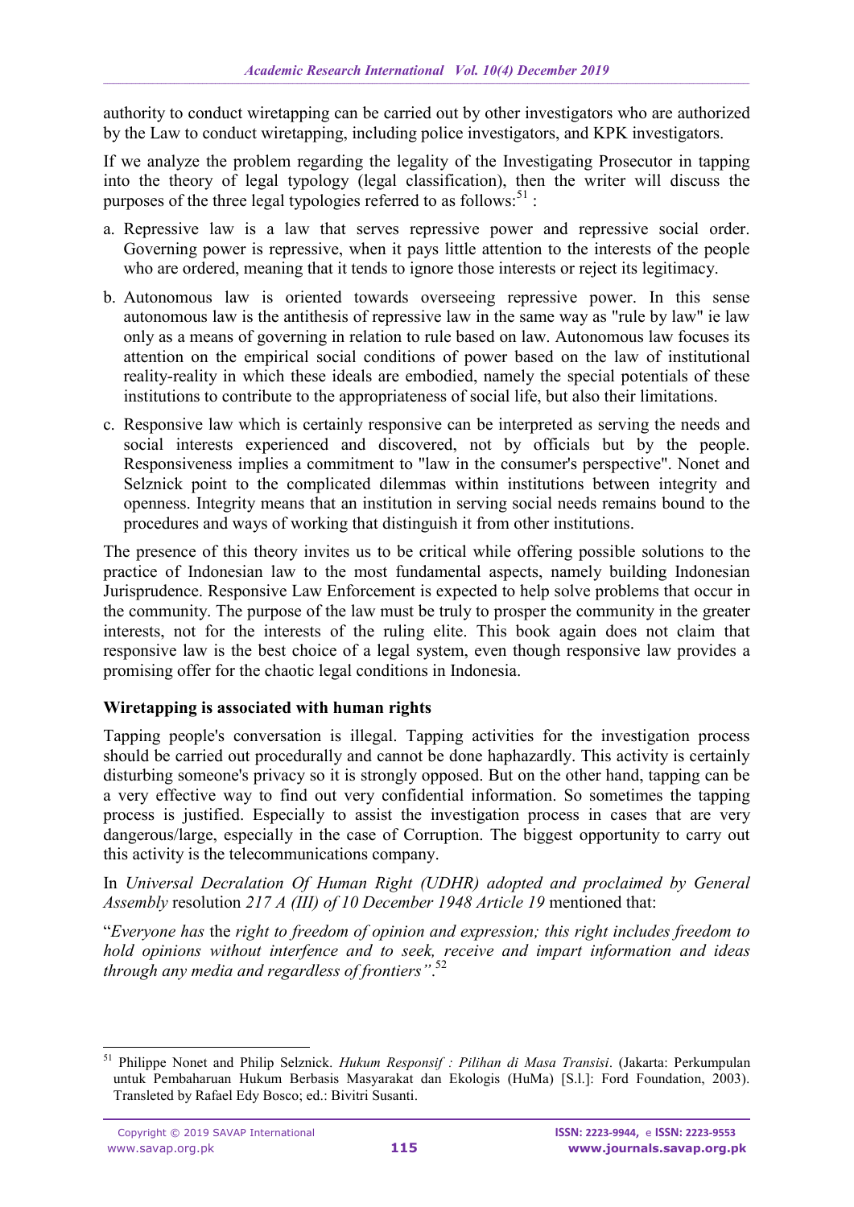authority to conduct wiretapping can be carried out by other investigators who are authorized by the Law to conduct wiretapping, including police investigators, and KPK investigators.

If we analyze the problem regarding the legality of the Investigating Prosecutor in tapping into the theory of legal typology (legal classification), then the writer will discuss the purposes of the three legal typologies referred to as follows:[51] :

a. Repressive law is a law that serves repressive power and repressive social order. Governing power is repressive, when it pays little attention to the interests of the people who are ordered, meaning that it tends to ignore those interests or reject its legitimacy.

b. Autonomous law is oriented towards overseeing repressive power. In this sense autonomous law is the antithesis of repressive law in the same way as "rule by law" ie law only as a means of governing in relation to rule based on law. Autonomous law focuses its attention on the empirical social conditions of power based on the law of institutional reality-reality in which these ideals are embodied, namely the special potentials of these institutions to contribute to the appropriateness of social life, but also their limitations.

c. Responsive law which is certainly responsive can be interpreted as serving the needs and social interests experienced and discovered, not by officials but by the people. Responsiveness implies a commitment to "law in the consumer's perspective". Nonet and Selznick point to the complicated dilemmas within institutions between integrity and openness. Integrity means that an institution in serving social needs remains bound to the procedures and ways of working that distinguish it from other institutions.

The presence of this theory invites us to be critical while offering possible solutions to the practice of Indonesian law to the most fundamental aspects, namely building Indonesian Jurisprudence. Responsive Law Enforcement is expected to help solve problems that occur in the community. The purpose of the law must be truly to prosper the community in the greater interests, not for the interests of the ruling elite. This book again does not claim that responsive law is the best choice of a legal system, even though responsive law provides a promising offer for the chaotic legal conditions in Indonesia.

## Wiretapping is associated with human rights

Tapping people's conversation is illegal. Tapping activities for the investigation process should be carried out procedurally and cannot be done haphazardly. This activity is certainly disturbing someone's privacy so it is strongly opposed. But on the other hand, tapping can be a very effective way to find out very confidential information. So sometimes the tapping process is justified. Especially to assist the investigation process in cases that are very dangerous/large, especially in the case of Corruption. The biggest opportunity to carry out this activity is the telecommunications company.

In *Universal Decralation Of Human Right (UDHR) adopted and proclaimed by General Assembly* resolution *217 A (III) of 10 December 1948 Article 19* mentioned that:

"*Everyone has* the *right to freedom of opinion and expression; this right includes freedom to hold opinions without interfence and to seek, receive and impart information and ideas through any media and regardless of frontiers"*.[52]

---

[51] Philippe Nonet and Philip Selznick. *Hukum Responsif : Pilihan di Masa Transisi*. (Jakarta: Perkumpulan untuk Pembaharuan Hukum Berbasis Masyarakat dan Ekologis (HuMa) [S.l.]: Ford Foundation, 2003). Transleted by Rafael Edy Bosco; ed.: Bivitri Susanti.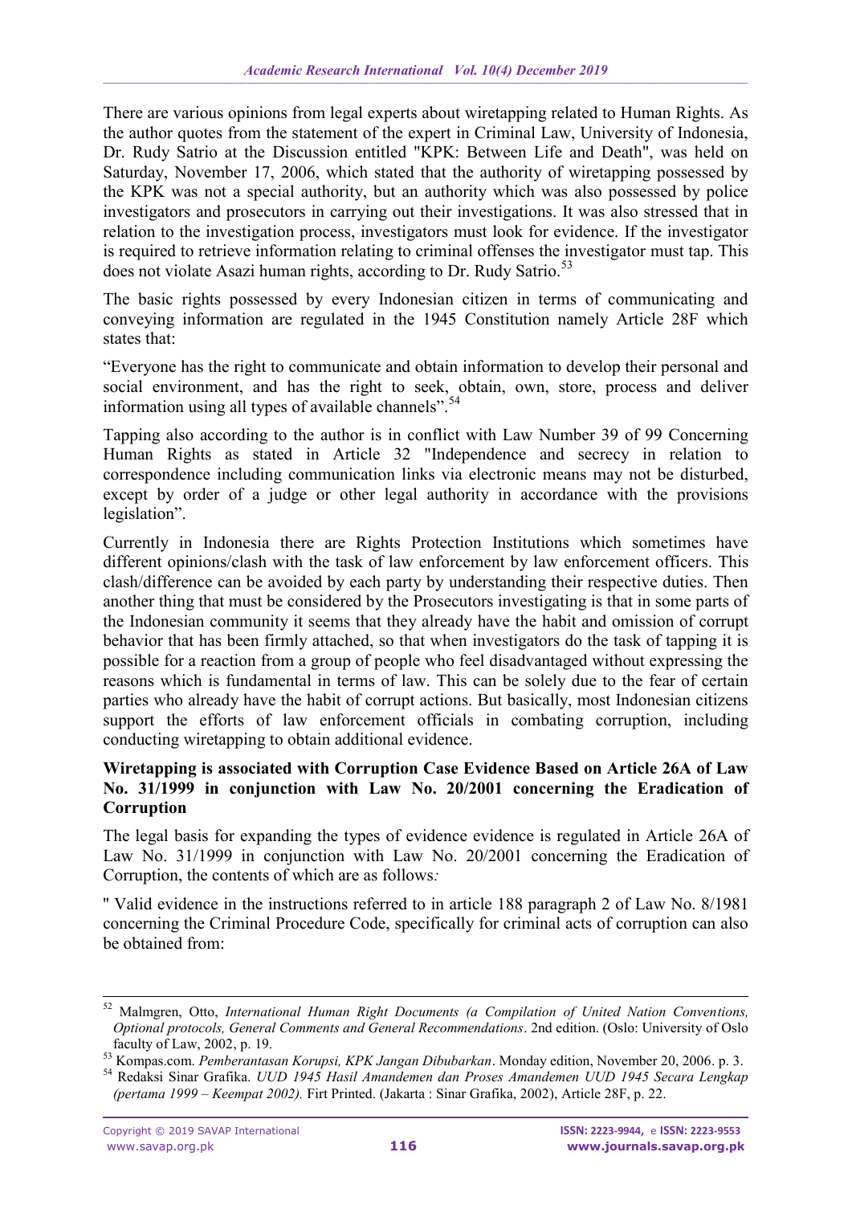There are various opinions from legal experts about wiretapping related to Human Rights. As the author quotes from the statement of the expert in Criminal Law, University of Indonesia, Dr. Rudy Satrio at the Discussion entitled "KPK: Between Life and Death", was held on Saturday, November 17, 2006, which stated that the authority of wiretapping possessed by the KPK was not a special authority, but an authority which was also possessed by police investigators and prosecutors in carrying out their investigations. It was also stressed that in relation to the investigation process, investigators must look for evidence. If the investigator is required to retrieve information relating to criminal offenses the investigator must tap. This does not violate Asazi human rights, according to Dr. Rudy Satrio.[53]

The basic rights possessed by every Indonesian citizen in terms of communicating and conveying information are regulated in the 1945 Constitution namely Article 28F which states that:

"Everyone has the right to communicate and obtain information to develop their personal and social environment, and has the right to seek, obtain, own, store, process and deliver information using all types of available channels".[54]

Tapping also according to the author is in conflict with Law Number 39 of 99 Concerning Human Rights as stated in Article 32 "Independence and secrecy in relation to correspondence including communication links via electronic means may not be disturbed, except by order of a judge or other legal authority in accordance with the provisions legislation".

Currently in Indonesia there are Rights Protection Institutions which sometimes have different opinions/clash with the task of law enforcement by law enforcement officers. This clash/difference can be avoided by each party by understanding their respective duties. Then another thing that must be considered by the Prosecutors investigating is that in some parts of the Indonesian community it seems that they already have the habit and omission of corrupt behavior that has been firmly attached, so that when investigators do the task of tapping it is possible for a reaction from a group of people who feel disadvantaged without expressing the reasons which is fundamental in terms of law. This can be solely due to the fear of certain parties who already have the habit of corrupt actions. But basically, most Indonesian citizens support the efforts of law enforcement officials in combating corruption, including conducting wiretapping to obtain additional evidence.

**Wiretapping is associated with Corruption Case Evidence Based on Article 26A of Law No. 31/1999 in conjunction with Law No. 20/2001 concerning the Eradication of Corruption**

The legal basis for expanding the types of evidence evidence is regulated in Article 26A of Law No. 31/1999 in conjunction with Law No. 20/2001 concerning the Eradication of Corruption, the contents of which are as follows*:*

" Valid evidence in the instructions referred to in article 188 paragraph 2 of Law No. 8/1981 concerning the Criminal Procedure Code, specifically for criminal acts of corruption can also be obtained from:

---

[52] Malmgren, Otto, *International Human Right Documents (a Compilation of United Nation Conventions, Optional protocols, General Comments and General Recommendations*. 2nd edition. (Oslo: University of Oslo faculty of Law, 2002, p. 19.

[53] Kompas.com. *Pemberantasan Korupsi, KPK Jangan Dibubarkan*. Monday edition, November 20, 2006. p. 3.

[54] Redaksi Sinar Grafika. *UUD 1945 Hasil Amandemen dan Proses Amandemen UUD 1945 Secara Lengkap (pertama 1999 – Keempat 2002).* Firt Printed. (Jakarta : Sinar Grafika, 2002), Article 28F, p. 22.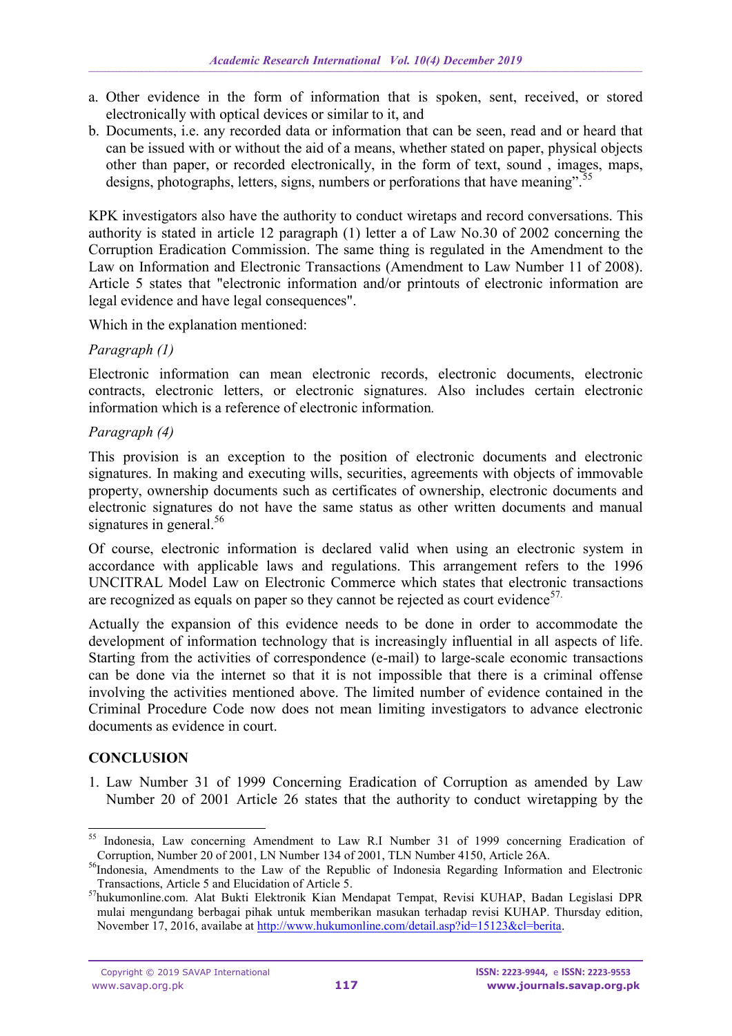a. Other evidence in the form of information that is spoken, sent, received, or stored electronically with optical devices or similar to it, and
b. Documents, i.e. any recorded data or information that can be seen, read and or heard that can be issued with or without the aid of a means, whether stated on paper, physical objects other than paper, or recorded electronically, in the form of text, sound , images, maps, designs, photographs, letters, signs, numbers or perforations that have meaning".[55]

KPK investigators also have the authority to conduct wiretaps and record conversations. This authority is stated in article 12 paragraph (1) letter a of Law No.30 of 2002 concerning the Corruption Eradication Commission. The same thing is regulated in the Amendment to the Law on Information and Electronic Transactions (Amendment to Law Number 11 of 2008). Article 5 states that "electronic information and/or printouts of electronic information are legal evidence and have legal consequences".

Which in the explanation mentioned:

*Paragraph (1)*

Electronic information can mean electronic records, electronic documents, electronic contracts, electronic letters, or electronic signatures. Also includes certain electronic information which is a reference of electronic information.

*Paragraph (4)*

This provision is an exception to the position of electronic documents and electronic signatures. In making and executing wills, securities, agreements with objects of immovable property, ownership documents such as certificates of ownership, electronic documents and electronic signatures do not have the same status as other written documents and manual signatures in general.[56]

Of course, electronic information is declared valid when using an electronic system in accordance with applicable laws and regulations. This arrangement refers to the 1996 UNCITRAL Model Law on Electronic Commerce which states that electronic transactions are recognized as equals on paper so they cannot be rejected as court evidence[57].

Actually the expansion of this evidence needs to be done in order to accommodate the development of information technology that is increasingly influential in all aspects of life. Starting from the activities of correspondence (e-mail) to large-scale economic transactions can be done via the internet so that it is not impossible that there is a criminal offense involving the activities mentioned above. The limited number of evidence contained in the Criminal Procedure Code now does not mean limiting investigators to advance electronic documents as evidence in court.

## CONCLUSION

1. Law Number 31 of 1999 Concerning Eradication of Corruption as amended by Law Number 20 of 2001 Article 26 states that the authority to conduct wiretapping by the

---

[55] Indonesia, Law concerning Amendment to Law R.I Number 31 of 1999 concerning Eradication of Corruption, Number 20 of 2001, LN Number 134 of 2001, TLN Number 4150, Article 26A.

[56] Indonesia, Amendments to the Law of the Republic of Indonesia Regarding Information and Electronic Transactions, Article 5 and Elucidation of Article 5.

[57] hukumonline.com. Alat Bukti Elektronik Kian Mendapat Tempat, Revisi KUHAP, Badan Legislasi DPR mulai mengundang berbagai pihak untuk memberikan masukan terhadap revisi KUHAP. Thursday edition, November 17, 2016, availabe at http://www.hukumonline.com/detail.asp?id=15123&cl=berita.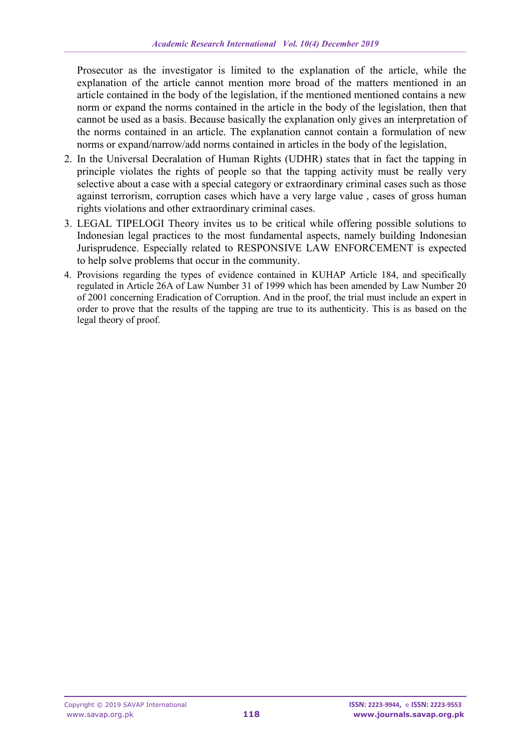Prosecutor as the investigator is limited to the explanation of the article, while the explanation of the article cannot mention more broad of the matters mentioned in an article contained in the body of the legislation, if the mentioned mentioned contains a new norm or expand the norms contained in the article in the body of the legislation, then that cannot be used as a basis. Because basically the explanation only gives an interpretation of the norms contained in an article. The explanation cannot contain a formulation of new norms or expand/narrow/add norms contained in articles in the body of the legislation,

2. In the Universal Decralation of Human Rights (UDHR) states that in fact the tapping in principle violates the rights of people so that the tapping activity must be really very selective about a case with a special category or extraordinary criminal cases such as those against terrorism, corruption cases which have a very large value , cases of gross human rights violations and other extraordinary criminal cases.
3. LEGAL TIPELOGI Theory invites us to be critical while offering possible solutions to Indonesian legal practices to the most fundamental aspects, namely building Indonesian Jurisprudence. Especially related to RESPONSIVE LAW ENFORCEMENT is expected to help solve problems that occur in the community.
4. Provisions regarding the types of evidence contained in KUHAP Article 184, and specifically regulated in Article 26A of Law Number 31 of 1999 which has been amended by Law Number 20 of 2001 concerning Eradication of Corruption. And in the proof, the trial must include an expert in order to prove that the results of the tapping are true to its authenticity. This is as based on the legal theory of proof.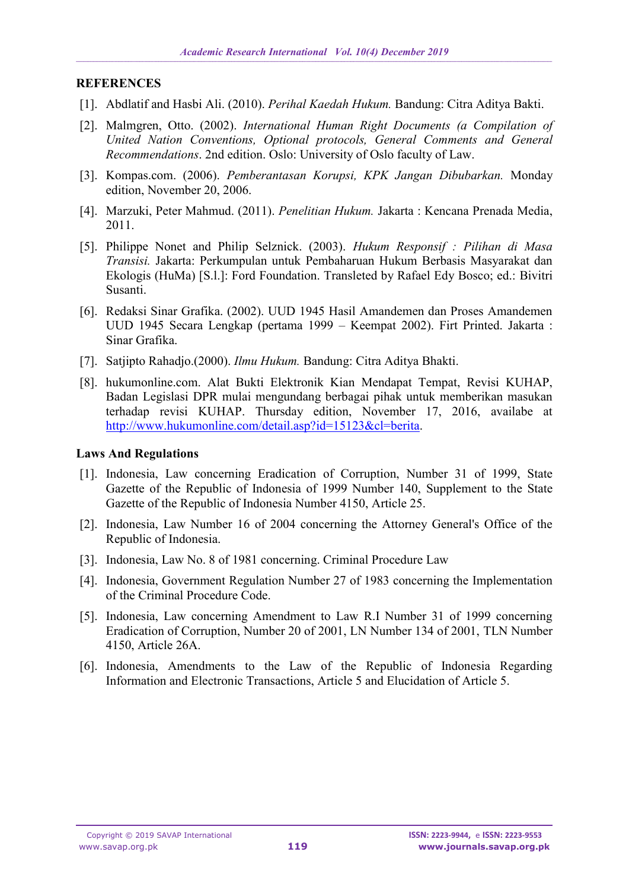## REFERENCES

[1]. Abdlatif and Hasbi Ali. (2010). *Perihal Kaedah Hukum.* Bandung: Citra Aditya Bakti.

[2]. Malmgren, Otto. (2002). *International Human Right Documents (a Compilation of United Nation Conventions, Optional protocols, General Comments and General Recommendations*. 2nd edition. Oslo: University of Oslo faculty of Law.

[3]. Kompas.com. (2006). *Pemberantasan Korupsi, KPK Jangan Dibubarkan.* Monday edition, November 20, 2006.

[4]. Marzuki, Peter Mahmud. (2011). *Penelitian Hukum.* Jakarta : Kencana Prenada Media, 2011.

[5]. Philippe Nonet and Philip Selznick. (2003). *Hukum Responsif : Pilihan di Masa Transisi.* Jakarta: Perkumpulan untuk Pembaharuan Hukum Berbasis Masyarakat dan Ekologis (HuMa) [S.l.]: Ford Foundation. Transleted by Rafael Edy Bosco; ed.: Bivitri Susanti.

[6]. Redaksi Sinar Grafika. (2002). UUD 1945 Hasil Amandemen dan Proses Amandemen UUD 1945 Secara Lengkap (pertama 1999 – Keempat 2002). Firt Printed. Jakarta : Sinar Grafika.

[7]. Satjipto Rahadjo.(2000). *Ilmu Hukum.* Bandung: Citra Aditya Bhakti.

[8]. hukumonline.com. Alat Bukti Elektronik Kian Mendapat Tempat, Revisi KUHAP, Badan Legislasi DPR mulai mengundang berbagai pihak untuk memberikan masukan terhadap revisi KUHAP. Thursday edition, November 17, 2016, availabe at http://www.hukumonline.com/detail.asp?id=15123&cl=berita.

### Laws And Regulations

[1]. Indonesia, Law concerning Eradication of Corruption, Number 31 of 1999, State Gazette of the Republic of Indonesia of 1999 Number 140, Supplement to the State Gazette of the Republic of Indonesia Number 4150, Article 25.

[2]. Indonesia, Law Number 16 of 2004 concerning the Attorney General's Office of the Republic of Indonesia.

[3]. Indonesia, Law No. 8 of 1981 concerning. Criminal Procedure Law

[4]. Indonesia, Government Regulation Number 27 of 1983 concerning the Implementation of the Criminal Procedure Code.

[5]. Indonesia, Law concerning Amendment to Law R.I Number 31 of 1999 concerning Eradication of Corruption, Number 20 of 2001, LN Number 134 of 2001, TLN Number 4150, Article 26A.

[6]. Indonesia, Amendments to the Law of the Republic of Indonesia Regarding Information and Electronic Transactions, Article 5 and Elucidation of Article 5.